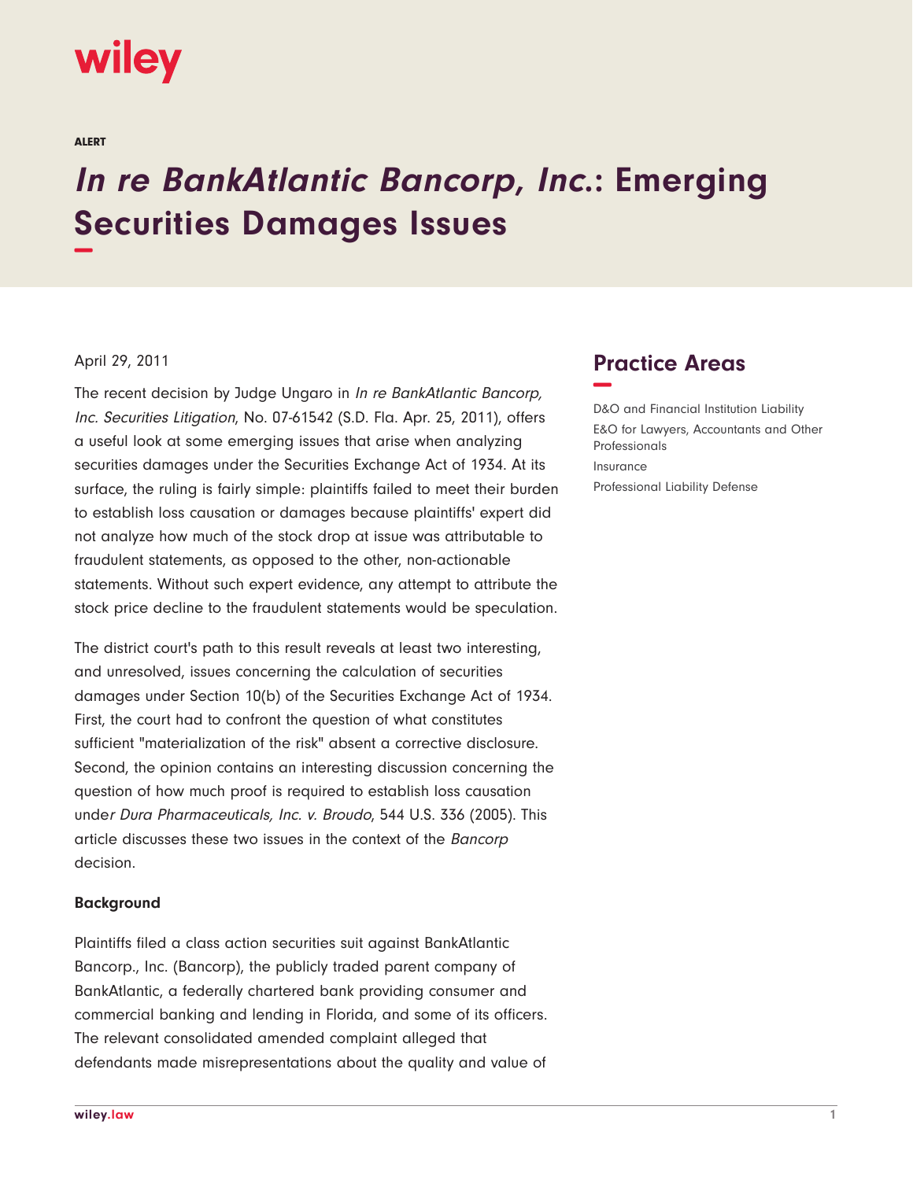wiley

ALERT

# *In re BankAtlantic Bancorp, Inc.*: Emerging Securities Damages Issues

April 29, 2011

The recent decision by Judge Ungaro in *In re BankAtlantic Bancorp, Inc. Securities Litigation*, No. 07-61542 (S.D. Fla. Apr. 25, 2011), offers a useful look at some emerging issues that arise when analyzing securities damages under the Securities Exchange Act of 1934. At its surface, the ruling is fairly simple: plaintiffs failed to meet their burden to establish loss causation or damages because plaintiffs' expert did not analyze how much of the stock drop at issue was attributable to fraudulent statements, as opposed to the other, non-actionable statements. Without such expert evidence, any attempt to attribute the stock price decline to the fraudulent statements would be speculation.

The district court's path to this result reveals at least two interesting, and unresolved, issues concerning the calculation of securities damages under Section 10(b) of the Securities Exchange Act of 1934. First, the court had to confront the question of what constitutes sufficient "materialization of the risk" absent a corrective disclosure. Second, the opinion contains an interesting discussion concerning the question of how much proof is required to establish loss causation under *Dura Pharmaceuticals, Inc. v. Broudo*, 544 U.S. 336 (2005). This article discusses these two issues in the context of the *Bancorp* decision.

**Background**

Plaintiffs filed a class action securities suit against BankAtlantic Bancorp., Inc. (Bancorp), the publicly traded parent company of BankAtlantic, a federally chartered bank providing consumer and commercial banking and lending in Florida, and some of its officers. The relevant consolidated amended complaint alleged that defendants made misrepresentations about the quality and value of

## Practice Areas

D&O and Financial Institution Liability

E&O for Lawyers, Accountants and Other Professionals

Insurance

Professional Liability Defense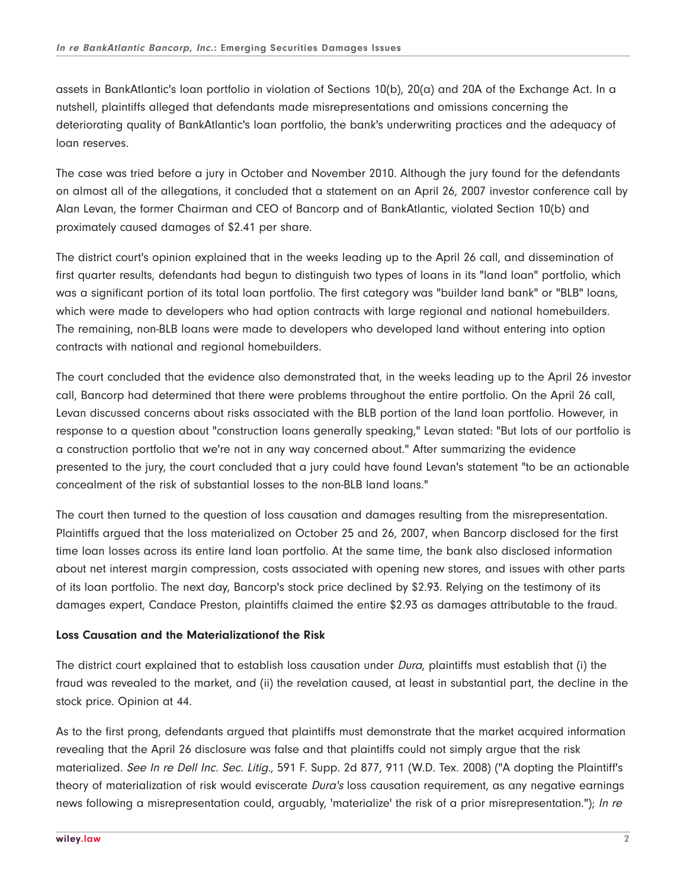assets in BankAtlantic's loan portfolio in violation of Sections 10(b), 20(a) and 20A of the Exchange Act. In a nutshell, plaintiffs alleged that defendants made misrepresentations and omissions concerning the deteriorating quality of BankAtlantic's loan portfolio, the bank's underwriting practices and the adequacy of loan reserves.

The case was tried before a jury in October and November 2010. Although the jury found for the defendants on almost all of the allegations, it concluded that a statement on an April 26, 2007 investor conference call by Alan Levan, the former Chairman and CEO of Bancorp and of BankAtlantic, violated Section 10(b) and proximately caused damages of $2.41 per share.

The district court's opinion explained that in the weeks leading up to the April 26 call, and dissemination of first quarter results, defendants had begun to distinguish two types of loans in its "land loan" portfolio, which was a significant portion of its total loan portfolio. The first category was "builder land bank" or "BLB" loans, which were made to developers who had option contracts with large regional and national homebuilders. The remaining, non-BLB loans were made to developers who developed land without entering into option contracts with national and regional homebuilders.

The court concluded that the evidence also demonstrated that, in the weeks leading up to the April 26 investor call, Bancorp had determined that there were problems throughout the entire portfolio. On the April 26 call, Levan discussed concerns about risks associated with the BLB portion of the land loan portfolio. However, in response to a question about "construction loans generally speaking," Levan stated: "But lots of our portfolio is a construction portfolio that we're not in any way concerned about." After summarizing the evidence presented to the jury, the court concluded that a jury could have found Levan's statement "to be an actionable concealment of the risk of substantial losses to the non-BLB land loans."

The court then turned to the question of loss causation and damages resulting from the misrepresentation. Plaintiffs argued that the loss materialized on October 25 and 26, 2007, when Bancorp disclosed for the first time loan losses across its entire land loan portfolio. At the same time, the bank also disclosed information about net interest margin compression, costs associated with opening new stores, and issues with other parts of its loan portfolio. The next day, Bancorp's stock price declined by $2.93. Relying on the testimony of its damages expert, Candace Preston, plaintiffs claimed the entire $2.93 as damages attributable to the fraud.

**Loss Causation and the Materializationof the Risk**

The district court explained that to establish loss causation under *Dura*, plaintiffs must establish that (i) the fraud was revealed to the market, and (ii) the revelation caused, at least in substantial part, the decline in the stock price. Opinion at 44.

As to the first prong, defendants argued that plaintiffs must demonstrate that the market acquired information revealing that the April 26 disclosure was false and that plaintiffs could not simply argue that the risk materialized. *See In re Dell Inc. Sec. Litig.*, 591 F. Supp. 2d 877, 911 (W.D. Tex. 2008) ("A dopting the Plaintiff's theory of materialization of risk would eviscerate *Dura's* loss causation requirement, as any negative earnings news following a misrepresentation could, arguably, 'materialize' the risk of a prior misrepresentation."); *In re*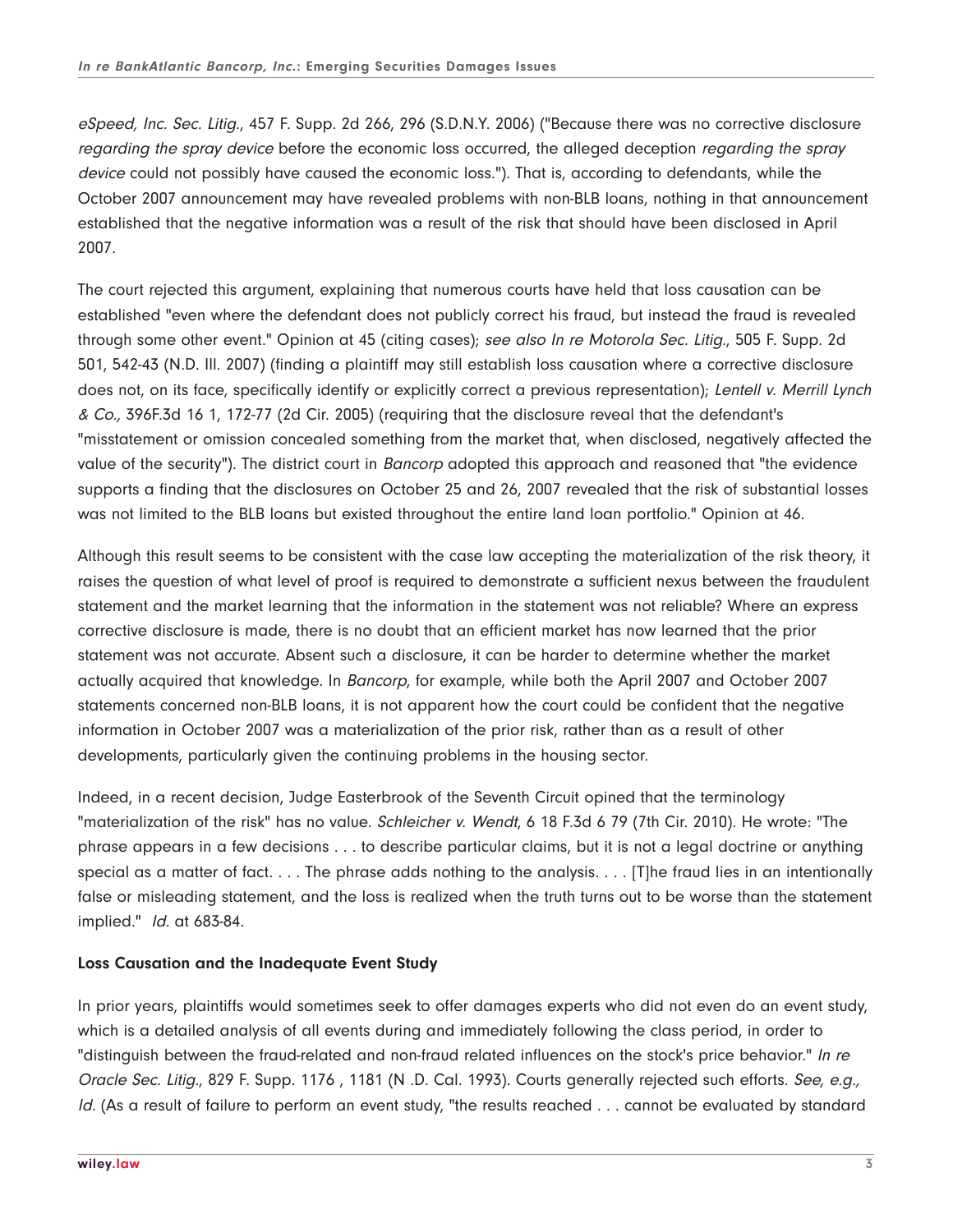*eSpeed, Inc. Sec. Litig.*, 457 F. Supp. 2d 266, 296 (S.D.N.Y. 2006) ("Because there was no corrective disclosure *regarding the spray device* before the economic loss occurred, the alleged deception *regarding the spray device* could not possibly have caused the economic loss."). That is, according to defendants, while the October 2007 announcement may have revealed problems with non-BLB loans, nothing in that announcement established that the negative information was a result of the risk that should have been disclosed in April 2007.

The court rejected this argument, explaining that numerous courts have held that loss causation can be established "even where the defendant does not publicly correct his fraud, but instead the fraud is revealed through some other event." Opinion at 45 (citing cases); *see also In re Motorola Sec. Litig.*, 505 F. Supp. 2d 501, 542-43 (N.D. Ill. 2007) (finding a plaintiff may still establish loss causation where a corrective disclosure does not, on its face, specifically identify or explicitly correct a previous representation); *Lentell v. Merrill Lynch & Co.,* 396F.3d 16 1, 172-77 (2d Cir. 2005) (requiring that the disclosure reveal that the defendant's "misstatement or omission concealed something from the market that, when disclosed, negatively affected the value of the security"). The district court in *Bancorp* adopted this approach and reasoned that "the evidence supports a finding that the disclosures on October 25 and 26, 2007 revealed that the risk of substantial losses was not limited to the BLB loans but existed throughout the entire land loan portfolio." Opinion at 46.

Although this result seems to be consistent with the case law accepting the materialization of the risk theory, it raises the question of what level of proof is required to demonstrate a sufficient nexus between the fraudulent statement and the market learning that the information in the statement was not reliable? Where an express corrective disclosure is made, there is no doubt that an efficient market has now learned that the prior statement was not accurate. Absent such a disclosure, it can be harder to determine whether the market actually acquired that knowledge. In *Bancorp*, for example, while both the April 2007 and October 2007 statements concerned non-BLB loans, it is not apparent how the court could be confident that the negative information in October 2007 was a materialization of the prior risk, rather than as a result of other developments, particularly given the continuing problems in the housing sector.

Indeed, in a recent decision, Judge Easterbrook of the Seventh Circuit opined that the terminology "materialization of the risk" has no value. *Schleicher v. Wendt*, 6 18 F.3d 6 79 (7th Cir. 2010). He wrote: "The phrase appears in a few decisions . . . to describe particular claims, but it is not a legal doctrine or anything special as a matter of fact. . . . The phrase adds nothing to the analysis. . . . [T]he fraud lies in an intentionally false or misleading statement, and the loss is realized when the truth turns out to be worse than the statement implied." *Id.* at 683-84.

**Loss Causation and the Inadequate Event Study**

In prior years, plaintiffs would sometimes seek to offer damages experts who did not even do an event study, which is a detailed analysis of all events during and immediately following the class period, in order to "distinguish between the fraud-related and non-fraud related influences on the stock's price behavior." *In re Oracle Sec. Litig.*, 829 F. Supp. 1176 , 1181 (N .D. Cal. 1993). Courts generally rejected such efforts. *See, e.g., Id.* (As a result of failure to perform an event study, "the results reached . . . cannot be evaluated by standard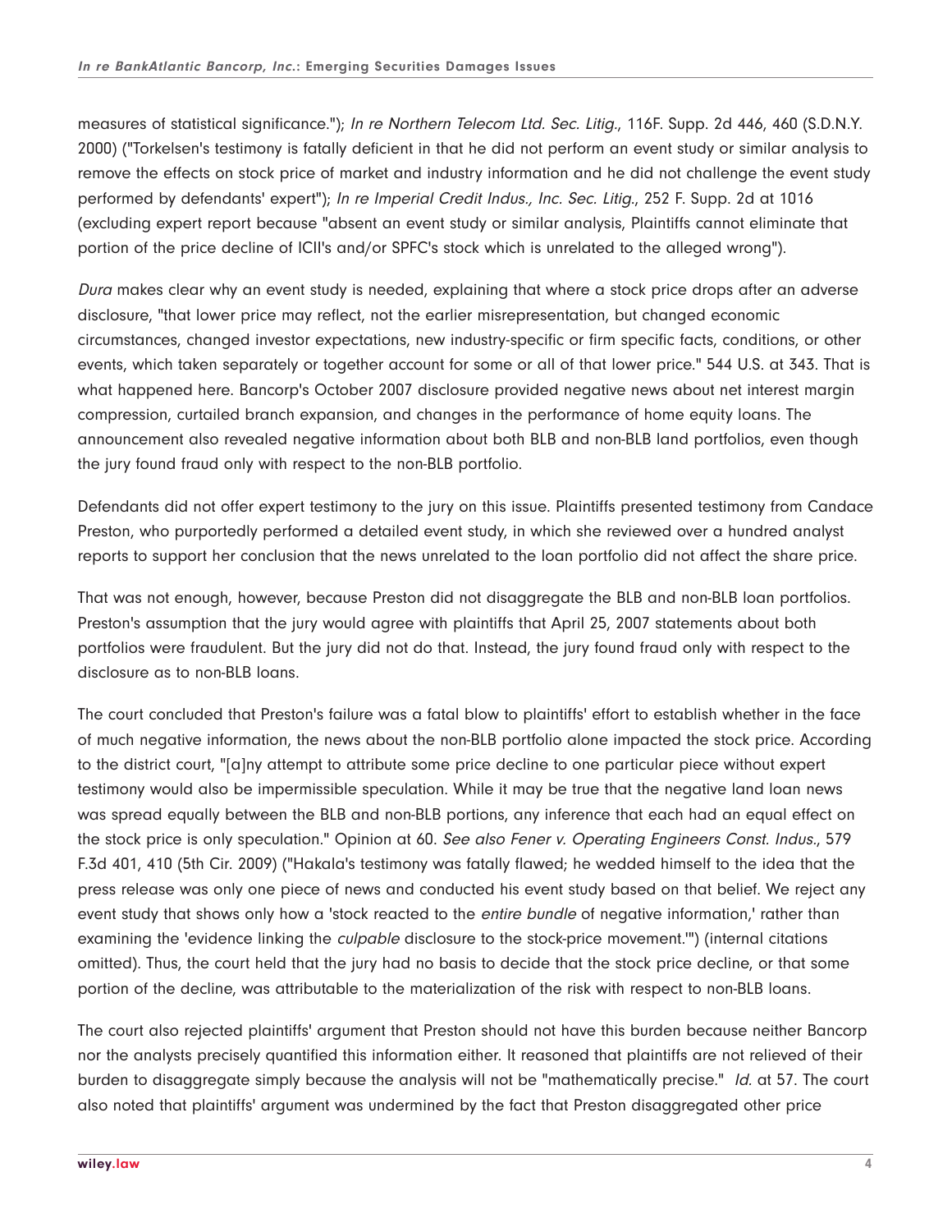measures of statistical significance."); *In re Northern Telecom Ltd. Sec. Litig.*, 116F. Supp. 2d 446, 460 (S.D.N.Y. 2000) ("Torkelsen's testimony is fatally deficient in that he did not perform an event study or similar analysis to remove the effects on stock price of market and industry information and he did not challenge the event study performed by defendants' expert"); *In re Imperial Credit Indus., Inc. Sec. Litig.*, 252 F. Supp. 2d at 1016 (excluding expert report because "absent an event study or similar analysis, Plaintiffs cannot eliminate that portion of the price decline of ICII's and/or SPFC's stock which is unrelated to the alleged wrong").

*Dura* makes clear why an event study is needed, explaining that where a stock price drops after an adverse disclosure, "that lower price may reflect, not the earlier misrepresentation, but changed economic circumstances, changed investor expectations, new industry-specific or firm specific facts, conditions, or other events, which taken separately or together account for some or all of that lower price." 544 U.S. at 343. That is what happened here. Bancorp's October 2007 disclosure provided negative news about net interest margin compression, curtailed branch expansion, and changes in the performance of home equity loans. The announcement also revealed negative information about both BLB and non-BLB land portfolios, even though the jury found fraud only with respect to the non-BLB portfolio.

Defendants did not offer expert testimony to the jury on this issue. Plaintiffs presented testimony from Candace Preston, who purportedly performed a detailed event study, in which she reviewed over a hundred analyst reports to support her conclusion that the news unrelated to the loan portfolio did not affect the share price.

That was not enough, however, because Preston did not disaggregate the BLB and non-BLB loan portfolios. Preston's assumption that the jury would agree with plaintiffs that April 25, 2007 statements about both portfolios were fraudulent. But the jury did not do that. Instead, the jury found fraud only with respect to the disclosure as to non-BLB loans.

The court concluded that Preston's failure was a fatal blow to plaintiffs' effort to establish whether in the face of much negative information, the news about the non-BLB portfolio alone impacted the stock price. According to the district court, "[a]ny attempt to attribute some price decline to one particular piece without expert testimony would also be impermissible speculation. While it may be true that the negative land loan news was spread equally between the BLB and non-BLB portions, any inference that each had an equal effect on the stock price is only speculation." Opinion at 60. *See also Fener v. Operating Engineers Const. Indus.*, 579 F.3d 401, 410 (5th Cir. 2009) ("Hakala's testimony was fatally flawed; he wedded himself to the idea that the press release was only one piece of news and conducted his event study based on that belief. We reject any event study that shows only how a 'stock reacted to the *entire bundle* of negative information,' rather than examining the 'evidence linking the *culpable* disclosure to the stock-price movement.'") (internal citations omitted). Thus, the court held that the jury had no basis to decide that the stock price decline, or that some portion of the decline, was attributable to the materialization of the risk with respect to non-BLB loans.

The court also rejected plaintiffs' argument that Preston should not have this burden because neither Bancorp nor the analysts precisely quantified this information either. It reasoned that plaintiffs are not relieved of their burden to disaggregate simply because the analysis will not be "mathematically precise." *Id.* at 57. The court also noted that plaintiffs' argument was undermined by the fact that Preston disaggregated other price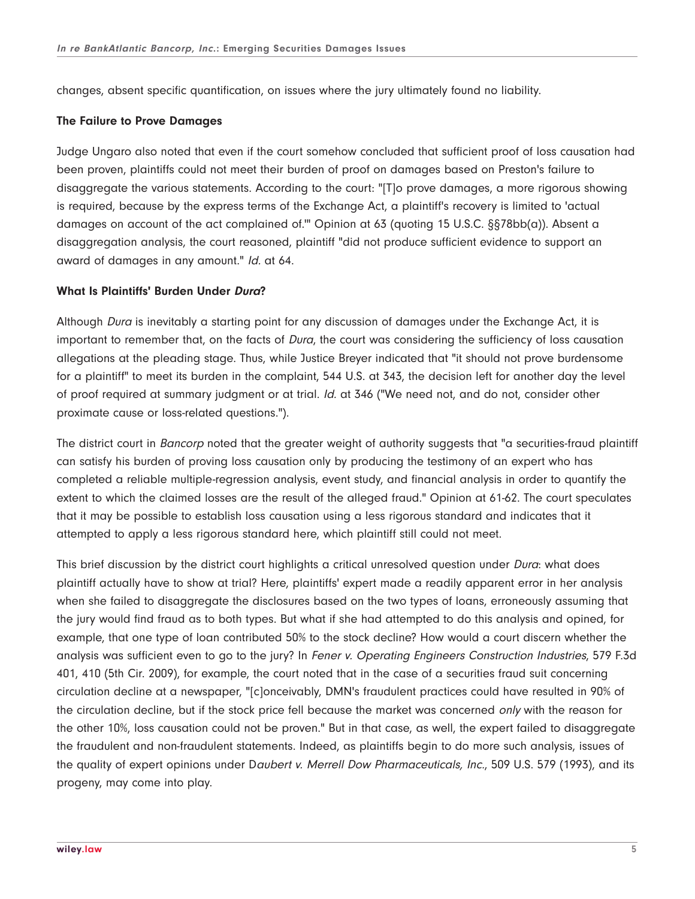changes, absent specific quantification, on issues where the jury ultimately found no liability.

**The Failure to Prove Damages**

Judge Ungaro also noted that even if the court somehow concluded that sufficient proof of loss causation had been proven, plaintiffs could not meet their burden of proof on damages based on Preston's failure to disaggregate the various statements. According to the court: "[T]o prove damages, a more rigorous showing is required, because by the express terms of the Exchange Act, a plaintiff's recovery is limited to 'actual damages on account of the act complained of.'" Opinion at 63 (quoting 15 U.S.C. §§78bb(a)). Absent a disaggregation analysis, the court reasoned, plaintiff "did not produce sufficient evidence to support an award of damages in any amount." *Id.* at 64.

**What Is Plaintiffs' Burden Under *Dura*?**

Although *Dura* is inevitably a starting point for any discussion of damages under the Exchange Act, it is important to remember that, on the facts of *Dura*, the court was considering the sufficiency of loss causation allegations at the pleading stage. Thus, while Justice Breyer indicated that "it should not prove burdensome for a plaintiff" to meet its burden in the complaint, 544 U.S. at 343, the decision left for another day the level of proof required at summary judgment or at trial. *Id.* at 346 ("We need not, and do not, consider other proximate cause or loss-related questions.").

The district court in *Bancorp* noted that the greater weight of authority suggests that "a securities-fraud plaintiff can satisfy his burden of proving loss causation only by producing the testimony of an expert who has completed a reliable multiple-regression analysis, event study, and financial analysis in order to quantify the extent to which the claimed losses are the result of the alleged fraud." Opinion at 61-62. The court speculates that it may be possible to establish loss causation using a less rigorous standard and indicates that it attempted to apply a less rigorous standard here, which plaintiff still could not meet.

This brief discussion by the district court highlights a critical unresolved question under *Dura*: what does plaintiff actually have to show at trial? Here, plaintiffs' expert made a readily apparent error in her analysis when she failed to disaggregate the disclosures based on the two types of loans, erroneously assuming that the jury would find fraud as to both types. But what if she had attempted to do this analysis and opined, for example, that one type of loan contributed 50% to the stock decline? How would a court discern whether the analysis was sufficient even to go to the jury? In *Fener v. Operating Engineers Construction Industries*, 579 F.3d 401, 410 (5th Cir. 2009), for example, the court noted that in the case of a securities fraud suit concerning circulation decline at a newspaper, "[c]onceivably, DMN's fraudulent practices could have resulted in 90% of the circulation decline, but if the stock price fell because the market was concerned *only* with the reason for the other 10%, loss causation could not be proven." But in that case, as well, the expert failed to disaggregate the fraudulent and non-fraudulent statements. Indeed, as plaintiffs begin to do more such analysis, issues of the quality of expert opinions under D*aubert v. Merrell Dow Pharmaceuticals, Inc.*, 509 U.S. 579 (1993), and its progeny, may come into play.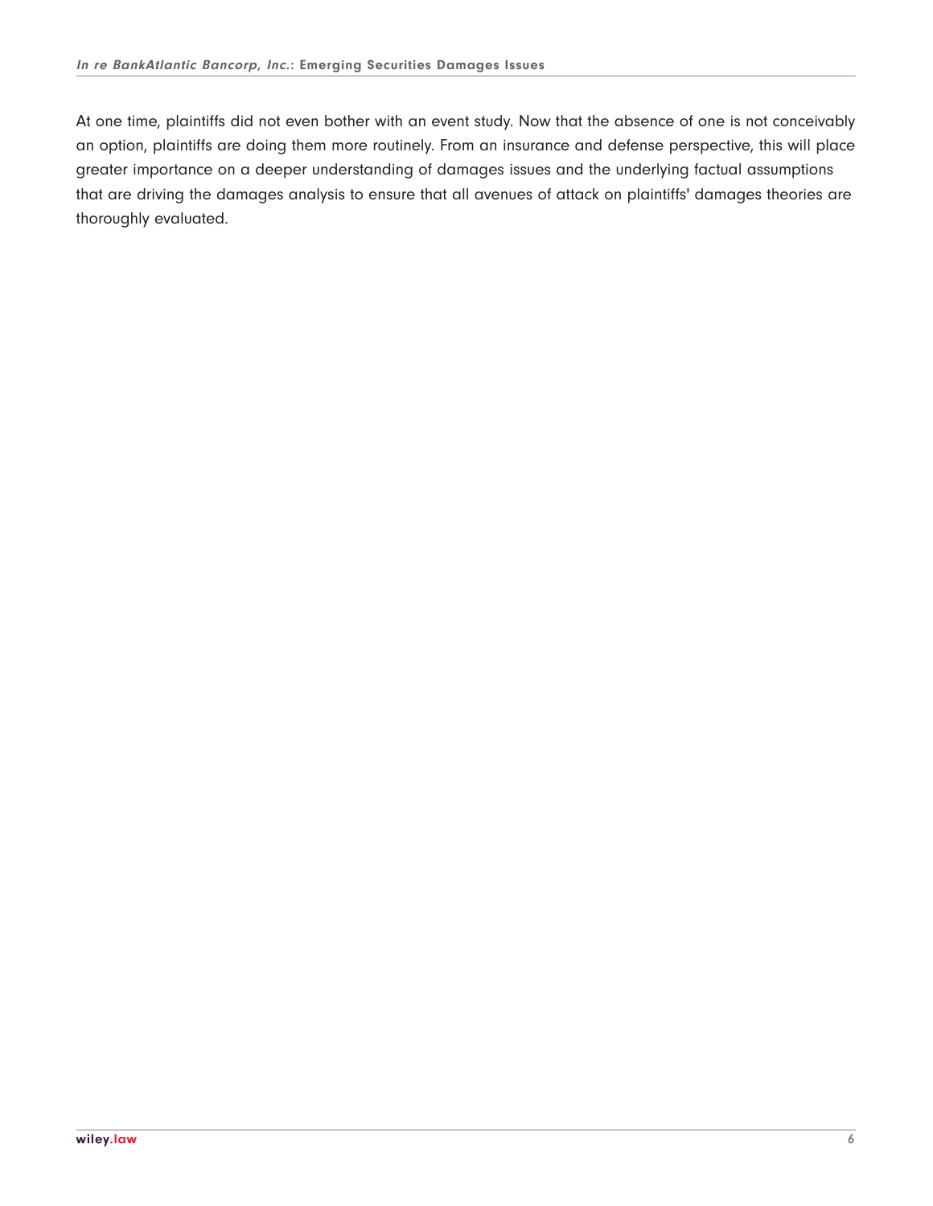At one time, plaintiffs did not even bother with an event study. Now that the absence of one is not conceivably an option, plaintiffs are doing them more routinely. From an insurance and defense perspective, this will place greater importance on a deeper understanding of damages issues and the underlying factual assumptions that are driving the damages analysis to ensure that all avenues of attack on plaintiffs' damages theories are thoroughly evaluated.